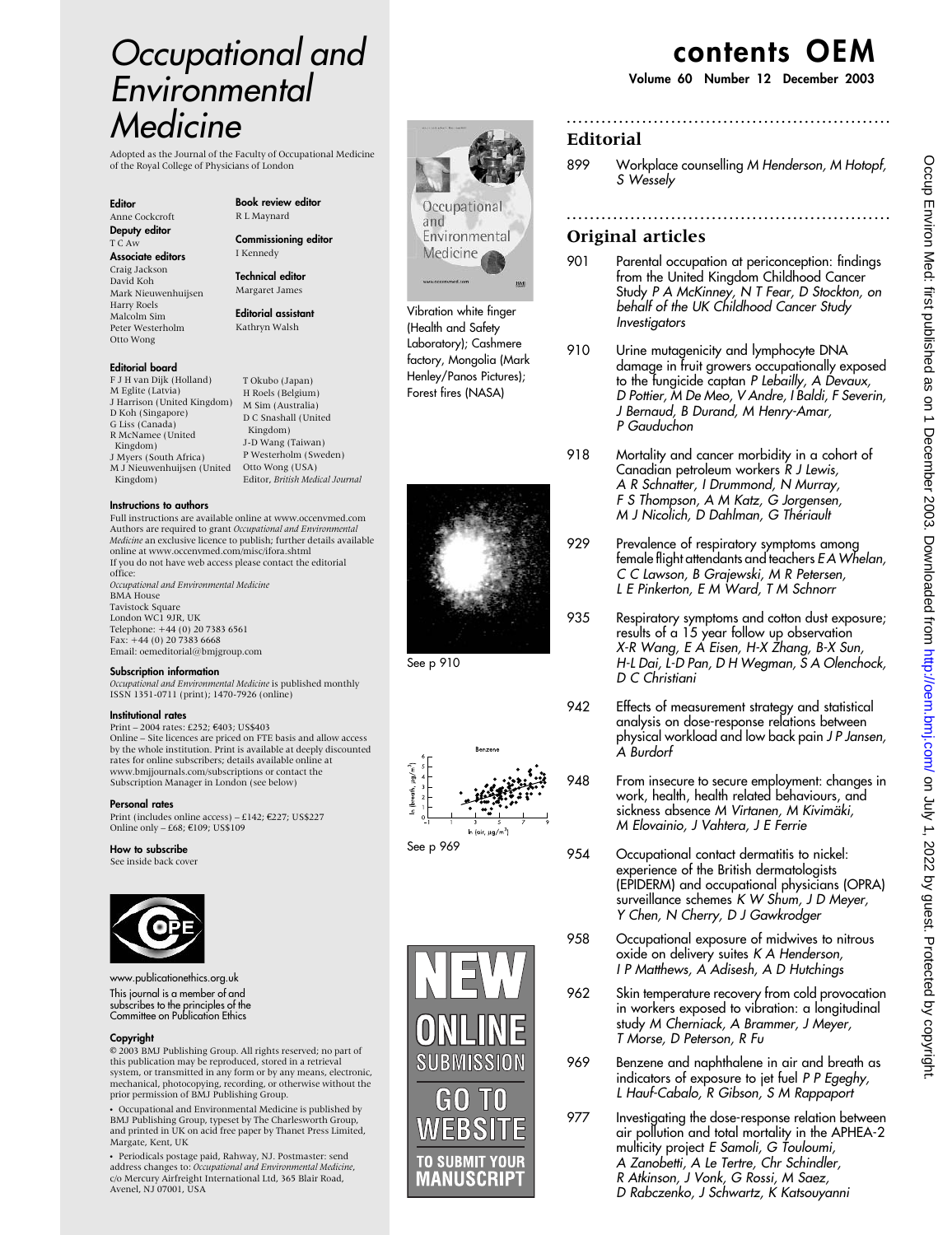# Occupational and Environmental Medicine

Adopted as the Journal of the Faculty of Occupational Medicine of the Royal College of Physicians of London

**Editor**
Anne Cockcroft

**Deputy editor**
T C Aw

**Associate editors**
Craig Jackson
David Koh
Mark Nieuwenhuijsen
Harry Roels
Malcolm Sim
Peter Westerholm
Otto Wong

**Book review editor**
R L Maynard

**Commissioning editor**
I Kennedy

**Technical editor**
Margaret James

**Editorial assistant**
Kathryn Walsh

**Editorial board**
F J H van Dijk (Holland)
M Eglite (Latvia)
J Harrison (United Kingdom)
D Koh (Singapore)
G Liss (Canada)
R McNamee (United Kingdom)
J Myers (South Africa)
M J Nieuwenhuijsen (United Kingdom)
T Okubo (Japan)
H Roels (Belgium)
M Sim (Australia)
D C Snashall (United Kingdom)
J-D Wang (Taiwan)
P Westerholm (Sweden)
Otto Wong (USA)
Editor, *British Medical Journal*

**Instructions to authors**
Full instructions are available online at www.occenvmed.com
Authors are required to grant *Occupational and Environmental Medicine* an exclusive licence to publish; further details available online at www.occenvmed.com/misc/ifora.shtml
If you do not have web access please contact the editorial office:
*Occupational and Environmental Medicine*
BMA House
Tavistock Square
London WC1 9JR, UK
Telephone: +44 (0) 20 7383 6561
Fax: +44 (0) 20 7383 6668
Email: oemeditorial@bmjgroup.com

**Subscription information**
*Occupational and Environmental Medicine* is published monthly
ISSN 1351-0711 (print); 1470-7926 (online)

**Institutional rates**
Print – 2004 rates: £252; €403; US$403
Online – Site licences are priced on FTE basis and allow access by the whole institution. Print is available at deeply discounted rates for online subscribers; details available online at www.bmjjournals.com/subscriptions or contact the Subscription Manager in London (see below)

**Personal rates**
Print (includes online access) – £142; €227; US$227
Online only – £68; €109; US$109

**How to subscribe**
See inside back cover

www.publicationethics.org.uk
This journal is a member of and subscribes to the principles of the Committee on Publication Ethics

**Copyright**
© 2003 BMJ Publishing Group. All rights reserved; no part of this publication may be reproduced, stored in a retrieval system, or transmitted in any form or by any means, electronic, mechanical, photocopying, recording, or otherwise without the prior permission of BMJ Publishing Group.

• Occupational and Environmental Medicine is published by BMJ Publishing Group, typeset by The Charlesworth Group, and printed in UK on acid free paper by Thanet Press Limited, Margate, Kent, UK

• Periodicals postage paid, Rahway, NJ. Postmaster: send address changes to: *Occupational and Environmental Medicine*, c/o Mercury Airfreight International Ltd, 365 Blair Road, Avenel, NJ 07001, USA

Vibration white finger (Health and Safety Laboratory); Cashmere factory, Mongolia (Mark Henley/Panos Pictures); Forest fires (NASA)

See p 910

See p 969

NEW ONLINE SUBMISSION
GO TO WEBSITE
TO SUBMIT YOUR MANUSCRIPT

# contents OEM

**Volume 60 Number 12 December 2003**

## Editorial

899 Workplace counselling *M Henderson, M Hotopf, S Wessely*

## Original articles

901 Parental occupation at periconception: findings from the United Kingdom Childhood Cancer Study *P A McKinney, N T Fear, D Stockton, on behalf of the UK Childhood Cancer Study Investigators*

910 Urine mutagenicity and lymphocyte DNA damage in fruit growers occupationally exposed to the fungicide captan *P Lebailly, A Devaux, D Pottier, M De Meo, V Andre, I Baldi, F Severin, J Bernaud, B Durand, M Henry-Amar, P Gauduchon*

918 Mortality and cancer morbidity in a cohort of Canadian petroleum workers *R J Lewis, A R Schnatter, I Drummond, N Murray, F S Thompson, A M Katz, G Jorgensen, M J Nicolich, D Dahlman, G Thériault*

929 Prevalence of respiratory symptoms among female flight attendants and teachers *E A Whelan, C C Lawson, B Grajewski, M R Petersen, L E Pinkerton, E M Ward, T M Schnorr*

935 Respiratory symptoms and cotton dust exposure; results of a 15 year follow up observation *X-R Wang, E A Eisen, H-X Zhang, B-X Sun, H-L Dai, L-D Pan, D H Wegman, S A Olenchock, D C Christiani*

942 Effects of measurement strategy and statistical analysis on dose-response relations between physical workload and low back pain *J P Jansen, A Burdorf*

948 From insecure to secure employment: changes in work, health, health related behaviours, and sickness absence *M Virtanen, M Kivimäki, M Elovainio, J Vahtera, J E Ferrie*

954 Occupational contact dermatitis to nickel: experience of the British dermatologists (EPIDERM) and occupational physicians (OPRA) surveillance schemes *K W Shum, J D Meyer, Y Chen, N Cherry, D J Gawkrodger*

958 Occupational exposure of midwives to nitrous oxide on delivery suites *K A Henderson, I P Matthews, A Adisesh, A D Hutchings*

962 Skin temperature recovery from cold provocation in workers exposed to vibration: a longitudinal study *M Cherniack, A Brammer, J Meyer, T Morse, D Peterson, R Fu*

969 Benzene and naphthalene in air and breath as indicators of exposure to jet fuel *P P Egeghy, L Hauf-Cabalo, R Gibson, S M Rappaport*

977 Investigating the dose-response relation between air pollution and total mortality in the APHEA-2 multicity project *E Samoli, G Touloumi, A Zanobetti, A Le Tertre, Chr Schindler, R Atkinson, J Vonk, G Rossi, M Saez, D Rabczenko, J Schwartz, K Katsouyanni*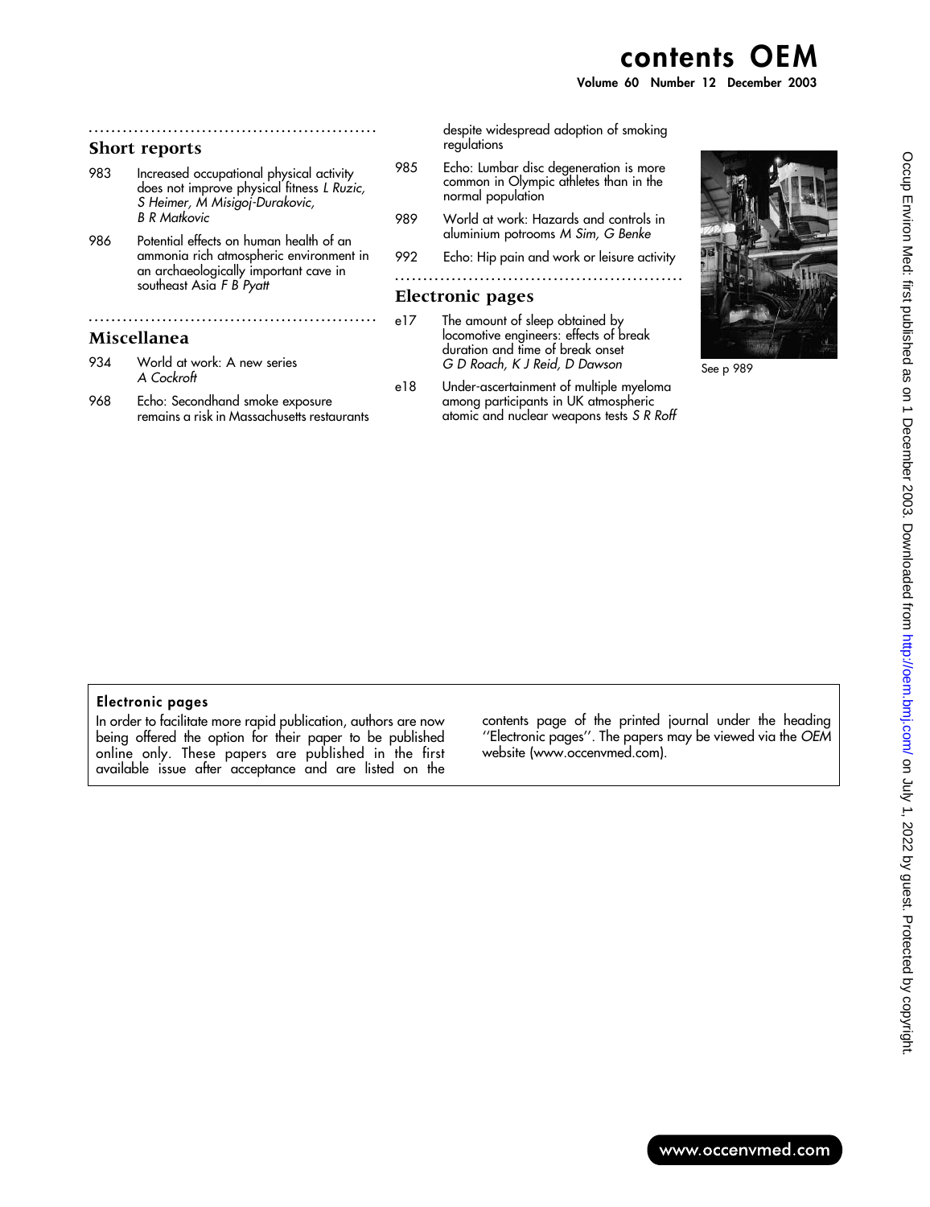# contents OEM

## Short reports

983 Increased occupational physical activity does not improve physical fitness *L Ruzic, S Heimer, M Misigoj-Durakovic, B R Matkovic*

986 Potential effects on human health of an ammonia rich atmospheric environment in an archaeologically important cave in southeast Asia *F B Pyatt*

## Miscellanea

934 World at work: A new series *A Cockroft*

968 Echo: Secondhand smoke exposure remains a risk in Massachusetts restaurants despite widespread adoption of smoking regulations

985 Echo: Lumbar disc degeneration is more common in Olympic athletes than in the normal population

989 World at work: Hazards and controls in aluminium potrooms *M Sim, G Benke*

992 Echo: Hip pain and work or leisure activity

## Electronic pages

e17 The amount of sleep obtained by locomotive engineers: effects of break duration and time of break onset *G D Roach, K J Reid, D Dawson*

e18 Under-ascertainment of multiple myeloma among participants in UK atmospheric atomic and nuclear weapons tests *S R Roff*

See p 989

### Electronic pages

In order to facilitate more rapid publication, authors are now being offered the option for their paper to be published online only. These papers are published in the first available issue after acceptance and are listed on the contents page of the printed journal under the heading "Electronic pages". The papers may be viewed via the *OEM* website (www.occenvmed.com).